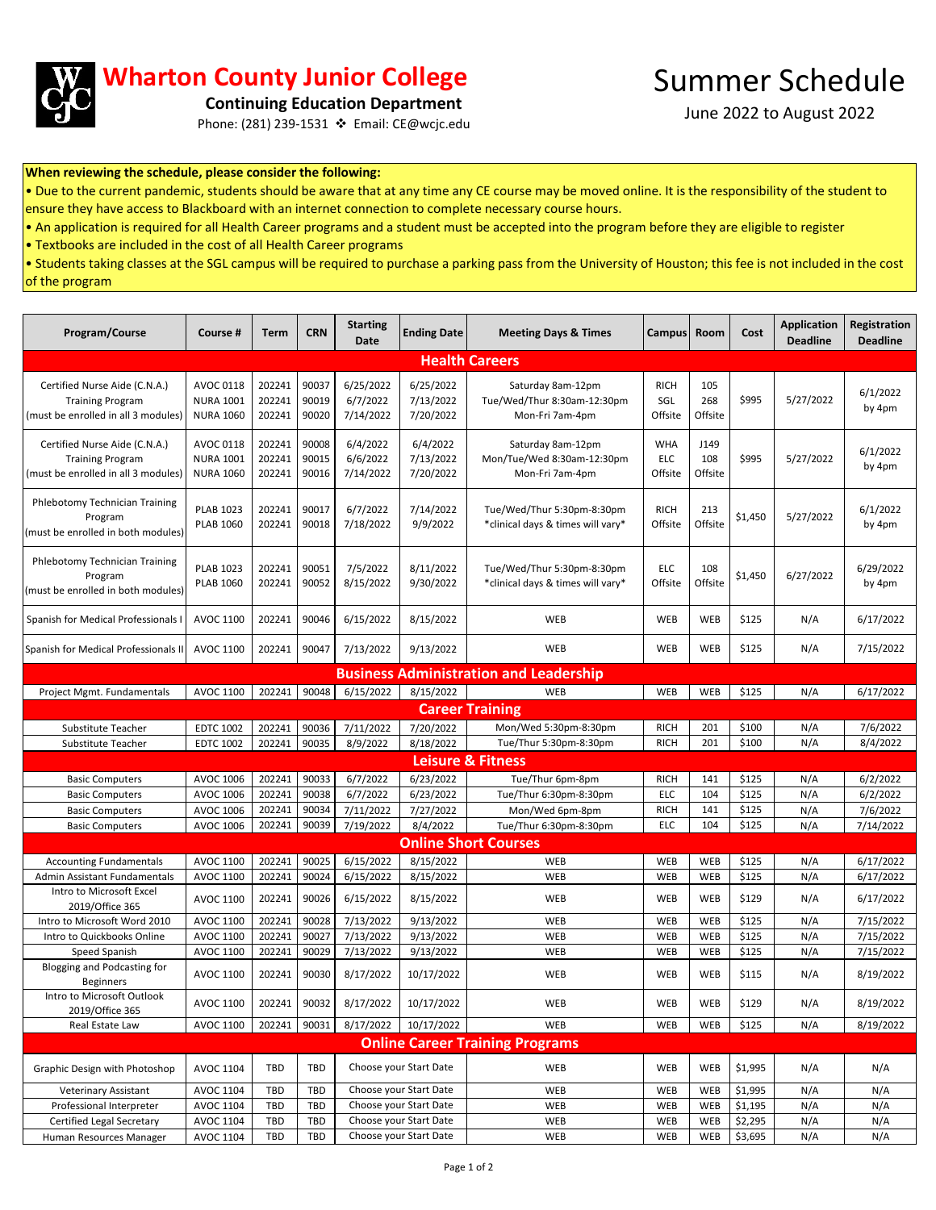# Wharton County Junior College

**Continuing Education Department**

Phone: (281) 239-1531 ❖ Email: CE@wcjc.edu

# Summer Schedule

June 2022 to August 2022

**When reviewing the schedule, please consider the following:**

- Due to the current pandemic, students should be aware that at any time any CE course may be moved online. It is the responsibility of the student to ensure they have access to Blackboard with an internet connection to complete necessary course hours.
- An application is required for all Health Career programs and a student must be accepted into the program before they are eligible to register
- Textbooks are included in the cost of all Health Career programs
- Students taking classes at the SGL campus will be required to purchase a parking pass from the University of Houston; this fee is not included in the cost of the program

| Program/Course | Course # | Term | CRN | Starting Date | Ending Date | Meeting Days & Times | Campus | Room | Cost | Application Deadline | Registration Deadline |
|---|---|---|---|---|---|---|---|---|---|---|---|
| **Health Careers** | | | | | | | | | | | |
| Certified Nurse Aide (C.N.A.) Training Program (must be enrolled in all 3 modules) | AVOC 0118<br>NURA 1001<br>NURA 1060 | 202241<br>202241<br>202241 | 90037<br>90019<br>90020 | 6/25/2022<br>6/7/2022<br>7/14/2022 | 6/25/2022<br>7/13/2022<br>7/20/2022 | Saturday 8am-12pm<br>Tue/Wed/Thur 8:30am-12:30pm<br>Mon-Fri 7am-4pm | RICH<br>SGL<br>Offsite | 105<br>268<br>Offsite | $995 | 5/27/2022 | 6/1/2022 by 4pm |
| Certified Nurse Aide (C.N.A.) Training Program (must be enrolled in all 3 modules) | AVOC 0118<br>NURA 1001<br>NURA 1060 | 202241<br>202241<br>202241 | 90008<br>90015<br>90016 | 6/4/2022<br>6/6/2022<br>7/14/2022 | 6/4/2022<br>7/13/2022<br>7/20/2022 | Saturday 8am-12pm<br>Mon/Tue/Wed 8:30am-12:30pm<br>Mon-Fri 7am-4pm | WHA<br>ELC<br>Offsite | J149<br>108<br>Offsite | $995 | 5/27/2022 | 6/1/2022 by 4pm |
| Phlebotomy Technician Training Program (must be enrolled in both modules) | PLAB 1023<br>PLAB 1060 | 202241<br>202241 | 90017<br>90018 | 6/7/2022<br>7/18/2022 | 7/14/2022<br>9/9/2022 | Tue/Wed/Thur 5:30pm-8:30pm<br>*clinical days & times will vary* | RICH<br>Offsite | 213<br>Offsite | $1,450 | 5/27/2022 | 6/1/2022 by 4pm |
| Phlebotomy Technician Training Program (must be enrolled in both modules) | PLAB 1023<br>PLAB 1060 | 202241<br>202241 | 90051<br>90052 | 7/5/2022<br>8/15/2022 | 8/11/2022<br>9/30/2022 | Tue/Wed/Thur 5:30pm-8:30pm<br>*clinical days & times will vary* | ELC<br>Offsite | 108<br>Offsite | $1,450 | 6/27/2022 | 6/29/2022 by 4pm |
| Spanish for Medical Professionals I | AVOC 1100 | 202241 | 90046 | 6/15/2022 | 8/15/2022 | WEB | WEB | WEB | $125 | N/A | 6/17/2022 |
| Spanish for Medical Professionals II | AVOC 1100 | 202241 | 90047 | 7/13/2022 | 9/13/2022 | WEB | WEB | WEB | $125 | N/A | 7/15/2022 |
| **Business Administration and Leadership** | | | | | | | | | | | |
| Project Mgmt. Fundamentals | AVOC 1100 | 202241 | 90048 | 6/15/2022 | 8/15/2022 | WEB | WEB | WEB | $125 | N/A | 6/17/2022 |
| **Career Training** | | | | | | | | | | | |
| Substitute Teacher | EDTC 1002 | 202241 | 90036 | 7/11/2022 | 7/20/2022 | Mon/Wed 5:30pm-8:30pm | RICH | 201 | $100 | N/A | 7/6/2022 |
| Substitute Teacher | EDTC 1002 | 202241 | 90035 | 8/9/2022 | 8/18/2022 | Tue/Thur 5:30pm-8:30pm | RICH | 201 | $100 | N/A | 8/4/2022 |
| **Leisure & Fitness** | | | | | | | | | | | |
| Basic Computers | AVOC 1006 | 202241 | 90033 | 6/7/2022 | 6/23/2022 | Tue/Thur 6pm-8pm | RICH | 141 | $125 | N/A | 6/2/2022 |
| Basic Computers | AVOC 1006 | 202241 | 90038 | 6/7/2022 | 6/23/2022 | Tue/Thur 6:30pm-8:30pm | ELC | 104 | $125 | N/A | 6/2/2022 |
| Basic Computers | AVOC 1006 | 202241 | 90034 | 7/11/2022 | 7/27/2022 | Mon/Wed 6pm-8pm | RICH | 141 | $125 | N/A | 7/6/2022 |
| Basic Computers | AVOC 1006 | 202241 | 90039 | 7/19/2022 | 8/4/2022 | Tue/Thur 6:30pm-8:30pm | ELC | 104 | $125 | N/A | 7/14/2022 |
| **Online Short Courses** | | | | | | | | | | | |
| Accounting Fundamentals | AVOC 1100 | 202241 | 90025 | 6/15/2022 | 8/15/2022 | WEB | WEB | WEB | $125 | N/A | 6/17/2022 |
| Admin Assistant Fundamentals | AVOC 1100 | 202241 | 90024 | 6/15/2022 | 8/15/2022 | WEB | WEB | WEB | $125 | N/A | 6/17/2022 |
| Intro to Microsoft Excel 2019/Office 365 | AVOC 1100 | 202241 | 90026 | 6/15/2022 | 8/15/2022 | WEB | WEB | WEB | $129 | N/A | 6/17/2022 |
| Intro to Microsoft Word 2010 | AVOC 1100 | 202241 | 90028 | 7/13/2022 | 9/13/2022 | WEB | WEB | WEB | $125 | N/A | 7/15/2022 |
| Intro to Quickbooks Online | AVOC 1100 | 202241 | 90027 | 7/13/2022 | 9/13/2022 | WEB | WEB | WEB | $125 | N/A | 7/15/2022 |
| Speed Spanish | AVOC 1100 | 202241 | 90029 | 7/13/2022 | 9/13/2022 | WEB | WEB | WEB | $125 | N/A | 7/15/2022 |
| Blogging and Podcasting for Beginners | AVOC 1100 | 202241 | 90030 | 8/17/2022 | 10/17/2022 | WEB | WEB | WEB | $115 | N/A | 8/19/2022 |
| Intro to Microsoft Outlook 2019/Office 365 | AVOC 1100 | 202241 | 90032 | 8/17/2022 | 10/17/2022 | WEB | WEB | WEB | $129 | N/A | 8/19/2022 |
| Real Estate Law | AVOC 1100 | 202241 | 90031 | 8/17/2022 | 10/17/2022 | WEB | WEB | WEB | $125 | N/A | 8/19/2022 |
| **Online Career Training Programs** | | | | | | | | | | | |
| Graphic Design with Photoshop | AVOC 1104 | TBD | TBD | Choose your Start Date | | WEB | WEB | WEB | $1,995 | N/A | N/A |
| Veterinary Assistant | AVOC 1104 | TBD | TBD | Choose your Start Date | | WEB | WEB | WEB | $1,995 | N/A | N/A |
| Professional Interpreter | AVOC 1104 | TBD | TBD | Choose your Start Date | | WEB | WEB | WEB | $1,195 | N/A | N/A |
| Certified Legal Secretary | AVOC 1104 | TBD | TBD | Choose your Start Date | | WEB | WEB | WEB | $2,295 | N/A | N/A |
| Human Resources Manager | AVOC 1104 | TBD | TBD | Choose your Start Date | | WEB | WEB | WEB | $3,695 | N/A | N/A |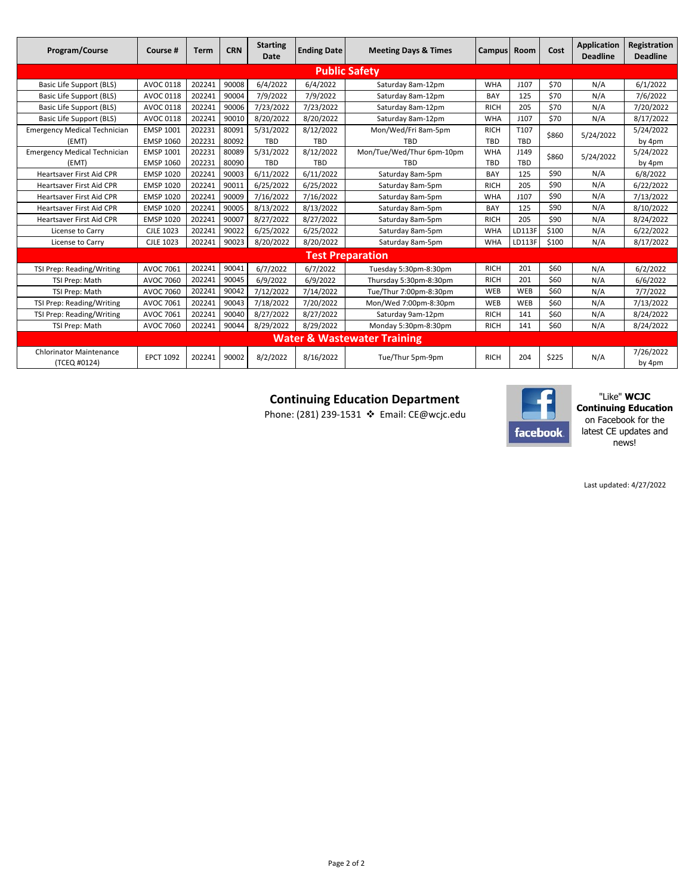| Program/Course | Course # | Term | CRN | Starting Date | Ending Date | Meeting Days & Times | Campus | Room | Cost | Application Deadline | Registration Deadline |
|---|---|---|---|---|---|---|---|---|---|---|---|
| **Public Safety** | | | | | | | | | | | |
| Basic Life Support (BLS) | AVOC 0118 | 202241 | 90008 | 6/4/2022 | 6/4/2022 | Saturday 8am-12pm | WHA | J107 | $70 | N/A | 6/1/2022 |
| Basic Life Support (BLS) | AVOC 0118 | 202241 | 90004 | 7/9/2022 | 7/9/2022 | Saturday 8am-12pm | BAY | 125 | $70 | N/A | 7/6/2022 |
| Basic Life Support (BLS) | AVOC 0118 | 202241 | 90006 | 7/23/2022 | 7/23/2022 | Saturday 8am-12pm | RICH | 205 | $70 | N/A | 7/20/2022 |
| Basic Life Support (BLS) | AVOC 0118 | 202241 | 90010 | 8/20/2022 | 8/20/2022 | Saturday 8am-12pm | WHA | J107 | $70 | N/A | 8/17/2022 |
| Emergency Medical Technician (EMT) | EMSP 1001<br>EMSP 1060 | 202231<br>202231 | 80091<br>80092 | 5/31/2022<br>TBD | 8/12/2022<br>TBD | Mon/Wed/Fri 8am-5pm<br>TBD | RICH<br>TBD | T107<br>TBD | $860 | 5/24/2022 | 5/24/2022 by 4pm |
| Emergency Medical Technician (EMT) | EMSP 1001<br>EMSP 1060 | 202231<br>202231 | 80089<br>80090 | 5/31/2022<br>TBD | 8/12/2022<br>TBD | Mon/Tue/Wed/Thur 6pm-10pm<br>TBD | WHA<br>TBD | J149<br>TBD | $860 | 5/24/2022 | 5/24/2022 by 4pm |
| Heartsaver First Aid CPR | EMSP 1020 | 202241 | 90003 | 6/11/2022 | 6/11/2022 | Saturday 8am-5pm | BAY | 125 | $90 | N/A | 6/8/2022 |
| Heartsaver First Aid CPR | EMSP 1020 | 202241 | 90011 | 6/25/2022 | 6/25/2022 | Saturday 8am-5pm | RICH | 205 | $90 | N/A | 6/22/2022 |
| Heartsaver First Aid CPR | EMSP 1020 | 202241 | 90009 | 7/16/2022 | 7/16/2022 | Saturday 8am-5pm | WHA | J107 | $90 | N/A | 7/13/2022 |
| Heartsaver First Aid CPR | EMSP 1020 | 202241 | 90005 | 8/13/2022 | 8/13/2022 | Saturday 8am-5pm | BAY | 125 | $90 | N/A | 8/10/2022 |
| Heartsaver First Aid CPR | EMSP 1020 | 202241 | 90007 | 8/27/2022 | 8/27/2022 | Saturday 8am-5pm | RICH | 205 | $90 | N/A | 8/24/2022 |
| License to Carry | CJLE 1023 | 202241 | 90022 | 6/25/2022 | 6/25/2022 | Saturday 8am-5pm | WHA | LD113F | $100 | N/A | 6/22/2022 |
| License to Carry | CJLE 1023 | 202241 | 90023 | 8/20/2022 | 8/20/2022 | Saturday 8am-5pm | WHA | LD113F | $100 | N/A | 8/17/2022 |
| **Test Preparation** | | | | | | | | | | | |
| TSI Prep: Reading/Writing | AVOC 7061 | 202241 | 90041 | 6/7/2022 | 6/7/2022 | Tuesday 5:30pm-8:30pm | RICH | 201 | $60 | N/A | 6/2/2022 |
| TSI Prep: Math | AVOC 7060 | 202241 | 90045 | 6/9/2022 | 6/9/2022 | Thursday 5:30pm-8:30pm | RICH | 201 | $60 | N/A | 6/6/2022 |
| TSI Prep: Math | AVOC 7060 | 202241 | 90042 | 7/12/2022 | 7/14/2022 | Tue/Thur 7:00pm-8:30pm | WEB | WEB | $60 | N/A | 7/7/2022 |
| TSI Prep: Reading/Writing | AVOC 7061 | 202241 | 90043 | 7/18/2022 | 7/20/2022 | Mon/Wed 7:00pm-8:30pm | WEB | WEB | $60 | N/A | 7/13/2022 |
| TSI Prep: Reading/Writing | AVOC 7061 | 202241 | 90040 | 8/27/2022 | 8/27/2022 | Saturday 9am-12pm | RICH | 141 | $60 | N/A | 8/24/2022 |
| TSI Prep: Math | AVOC 7060 | 202241 | 90044 | 8/29/2022 | 8/29/2022 | Monday 5:30pm-8:30pm | RICH | 141 | $60 | N/A | 8/24/2022 |
| **Water & Wastewater Training** | | | | | | | | | | | |
| Chlorinator Maintenance (TCEQ #0124) | EPCT 1092 | 202241 | 90002 | 8/2/2022 | 8/16/2022 | Tue/Thur 5pm-9pm | RICH | 204 | $225 | N/A | 7/26/2022 by 4pm |

## Continuing Education Department

Phone: (281) 239-1531 ❖ Email: CE@wcjc.edu

facebook

"Like" **WCJC Continuing Education** on Facebook for the latest CE updates and news!

Last updated: 4/27/2022